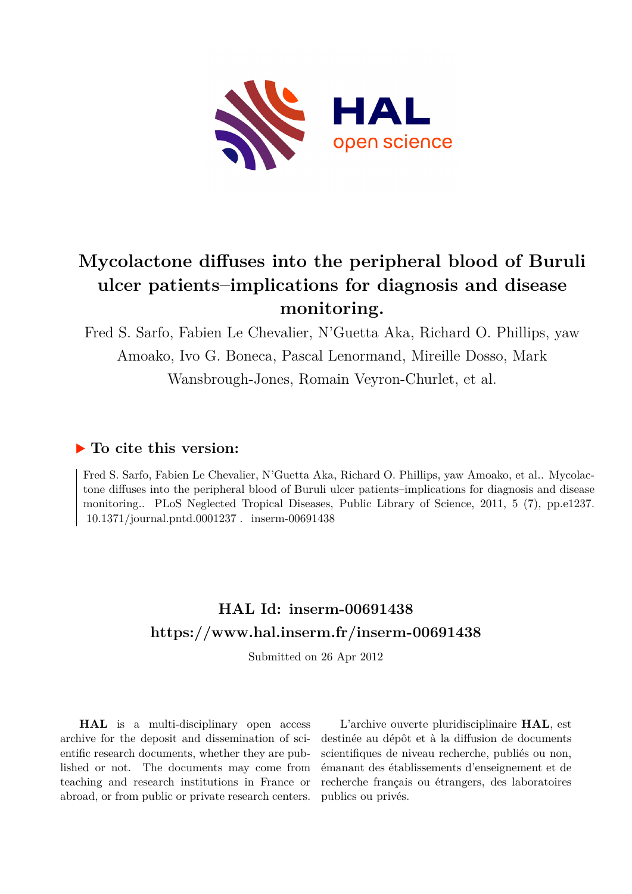# Mycolactone diffuses into the peripheral blood of Buruli ulcer patients–implications for diagnosis and disease monitoring.

Fred S. Sarfo, Fabien Le Chevalier, N'Guetta Aka, Richard O. Phillips, yaw Amoako, Ivo G. Boneca, Pascal Lenormand, Mireille Dosso, Mark Wansbrough-Jones, Romain Veyron-Churlet, et al.

## ▶ To cite this version:

Fred S. Sarfo, Fabien Le Chevalier, N'Guetta Aka, Richard O. Phillips, yaw Amoako, et al.. Mycolactone diffuses into the peripheral blood of Buruli ulcer patients–implications for diagnosis and disease monitoring.. PLoS Neglected Tropical Diseases, Public Library of Science, 2011, 5 (7), pp.e1237. 10.1371/journal.pntd.0001237 . inserm-00691438

## HAL Id: inserm-00691438
## https://www.hal.inserm.fr/inserm-00691438

Submitted on 26 Apr 2012

**HAL** is a multi-disciplinary open access archive for the deposit and dissemination of scientific research documents, whether they are published or not. The documents may come from teaching and research institutions in France or abroad, or from public or private research centers.

L'archive ouverte pluridisciplinaire **HAL**, est destinée au dépôt et à la diffusion de documents scientifiques de niveau recherche, publiés ou non, émanant des établissements d'enseignement et de recherche français ou étrangers, des laboratoires publics ou privés.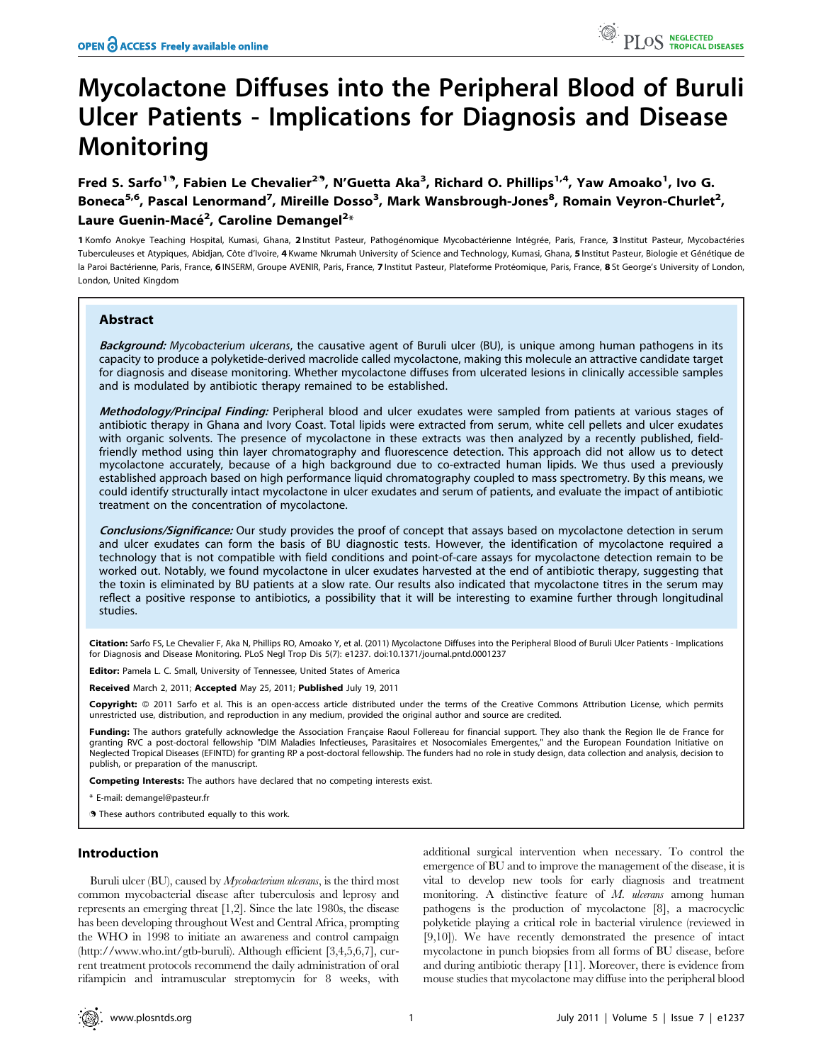# Mycolactone Diffuses into the Peripheral Blood of Buruli Ulcer Patients - Implications for Diagnosis and Disease Monitoring

**Fred S. Sarfo**[1,9], **Fabien Le Chevalier**[2,9], **N'Guetta Aka**[3], **Richard O. Phillips**[1,4], **Yaw Amoako**[1], **Ivo G. Boneca**[5,6], **Pascal Lenormand**[7], **Mireille Dosso**[3], **Mark Wansbrough-Jones**[8], **Romain Veyron-Churlet**[2], **Laure Guenin-Macé**[2], **Caroline Demangel**[2]*

1 Komfo Anokye Teaching Hospital, Kumasi, Ghana, 2 Institut Pasteur, Pathogénomique Mycobactérienne Intégrée, Paris, France, 3 Institut Pasteur, Mycobactéries Tuberculeuses et Atypiques, Abidjan, Côte d'Ivoire, 4 Kwame Nkrumah University of Science and Technology, Kumasi, Ghana, 5 Institut Pasteur, Biologie et Génétique de la Paroi Bactérienne, Paris, France, 6 INSERM, Groupe AVENIR, Paris, France, 7 Institut Pasteur, Plateforme Protéomique, Paris, France, 8 St George's University of London, London, United Kingdom

## Abstract

***Background:*** *Mycobacterium ulcerans*, the causative agent of Buruli ulcer (BU), is unique among human pathogens in its capacity to produce a polyketide-derived macrolide called mycolactone, making this molecule an attractive candidate target for diagnosis and disease monitoring. Whether mycolactone diffuses from ulcerated lesions in clinically accessible samples and is modulated by antibiotic therapy remained to be established.

***Methodology/Principal Finding:*** Peripheral blood and ulcer exudates were sampled from patients at various stages of antibiotic therapy in Ghana and Ivory Coast. Total lipids were extracted from serum, white cell pellets and ulcer exudates with organic solvents. The presence of mycolactone in these extracts was then analyzed by a recently published, field-friendly method using thin layer chromatography and fluorescence detection. This approach did not allow us to detect mycolactone accurately, because of a high background due to co-extracted human lipids. We thus used a previously established approach based on high performance liquid chromatography coupled to mass spectrometry. By this means, we could identify structurally intact mycolactone in ulcer exudates and serum of patients, and evaluate the impact of antibiotic treatment on the concentration of mycolactone.

***Conclusions/Significance:*** Our study provides the proof of concept that assays based on mycolactone detection in serum and ulcer exudates can form the basis of BU diagnostic tests. However, the identification of mycolactone required a technology that is not compatible with field conditions and point-of-care assays for mycolactone detection remain to be worked out. Notably, we found mycolactone in ulcer exudates harvested at the end of antibiotic therapy, suggesting that the toxin is eliminated by BU patients at a slow rate. Our results also indicated that mycolactone titres in the serum may reflect a positive response to antibiotics, a possibility that it will be interesting to examine further through longitudinal studies.

**Citation:** Sarfo FS, Le Chevalier F, Aka N, Phillips RO, Amoako Y, et al. (2011) Mycolactone Diffuses into the Peripheral Blood of Buruli Ulcer Patients - Implications for Diagnosis and Disease Monitoring. PLoS Negl Trop Dis 5(7): e1237. doi:10.1371/journal.pntd.0001237

**Editor:** Pamela L. C. Small, University of Tennessee, United States of America

**Received** March 2, 2011; **Accepted** May 25, 2011; **Published** July 19, 2011

**Copyright:** © 2011 Sarfo et al. This is an open-access article distributed under the terms of the Creative Commons Attribution License, which permits unrestricted use, distribution, and reproduction in any medium, provided the original author and source are credited.

**Funding:** The authors gratefully acknowledge the Association Française Raoul Follereau for financial support. They also thank the Region Ile de France for granting RVC a post-doctoral fellowship "DIM Maladies Infectieuses, Parasitaires et Nosocomiales Emergentes," and the European Foundation Initiative on Neglected Tropical Diseases (EFINTD) for granting RP a post-doctoral fellowship. The funders had no role in study design, data collection and analysis, decision to publish, or preparation of the manuscript.

**Competing Interests:** The authors have declared that no competing interests exist.

\* E-mail: demangel@pasteur.fr

9 These authors contributed equally to this work.

## Introduction

Buruli ulcer (BU), caused by *Mycobacterium ulcerans*, is the third most common mycobacterial disease after tuberculosis and leprosy and represents an emerging threat [1,2]. Since the late 1980s, the disease has been developing throughout West and Central Africa, prompting the WHO in 1998 to initiate an awareness and control campaign (http://www.who.int/gtb-buruli). Although efficient [3,4,5,6,7], current treatment protocols recommend the daily administration of oral rifampicin and intramuscular streptomycin for 8 weeks, with additional surgical intervention when necessary. To control the emergence of BU and to improve the management of the disease, it is vital to develop new tools for early diagnosis and treatment monitoring. A distinctive feature of *M. ulcerans* among human pathogens is the production of mycolactone [8], a macrocyclic polyketide playing a critical role in bacterial virulence (reviewed in [9,10]). We have recently demonstrated the presence of intact mycolactone in punch biopsies from all forms of BU disease, before and during antibiotic therapy [11]. Moreover, there is evidence from mouse studies that mycolactone may diffuse into the peripheral blood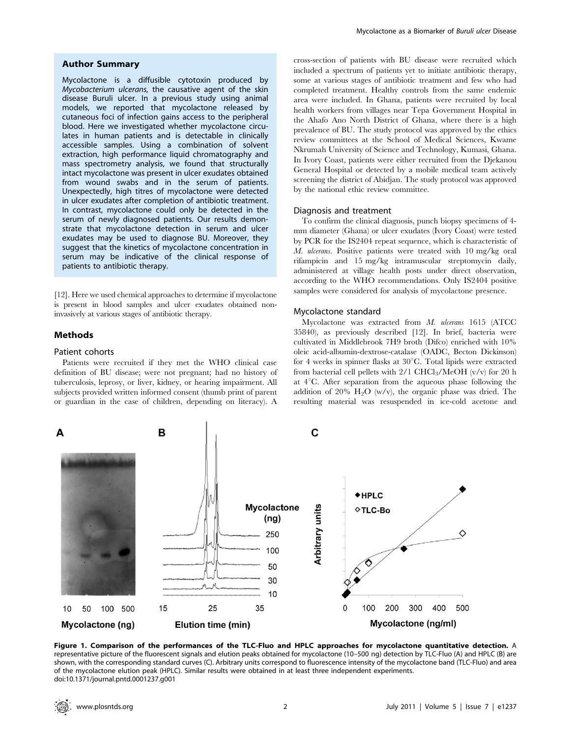## Author Summary

Mycolactone is a diffusible cytotoxin produced by *Mycobacterium ulcerans*, the causative agent of the skin disease Buruli ulcer. In a previous study using animal models, we reported that mycolactone released by cutaneous foci of infection gains access to the peripheral blood. Here we investigated whether mycolactone circulates in human patients and is detectable in clinically accessible samples. Using a combination of solvent extraction, high performance liquid chromatography and mass spectrometry analysis, we found that structurally intact mycolactone was present in ulcer exudates obtained from wound swabs and in the serum of patients. Unexpectedly, high titres of mycolactone were detected in ulcer exudates after completion of antibiotic treatment. In contrast, mycolactone could only be detected in the serum of newly diagnosed patients. Our results demonstrate that mycolactone detection in serum and ulcer exudates may be used to diagnose BU. Moreover, they suggest that the kinetics of mycolactone concentration in serum may be indicative of the clinical response of patients to antibiotic therapy.

[12]. Here we used chemical approaches to determine if mycolactone is present in blood samples and ulcer exudates obtained non-invasively at various stages of antibiotic therapy.

## Methods

### Patient cohorts

Patients were recruited if they met the WHO clinical case definition of BU disease; were not pregnant; had no history of tuberculosis, leprosy, or liver, kidney, or hearing impairment. All subjects provided written informed consent (thumb print of parent or guardian in the case of children, depending on literacy). A cross-section of patients with BU disease were recruited which included a spectrum of patients yet to initiate antibiotic therapy, some at various stages of antibiotic treatment and few who had completed treatment. Healthy controls from the same endemic area were included. In Ghana, patients were recruited by local health workers from villages near Tepa Government Hospital in the Ahafo Ano North District of Ghana, where there is a high prevalence of BU. The study protocol was approved by the ethics review committees at the School of Medical Sciences, Kwame Nkrumah University of Science and Technology, Kumasi, Ghana. In Ivory Coast, patients were either recruited from the Djekanou General Hospital or detected by a mobile medical team actively screening the district of Abidjan. The study protocol was approved by the national ethic review committee.

### Diagnosis and treatment

To confirm the clinical diagnosis, punch biopsy specimens of 4-mm diameter (Ghana) or ulcer exudates (Ivory Coast) were tested by PCR for the IS2404 repeat sequence, which is characteristic of *M. ulcerans*. Positive patients were treated with 10 mg/kg oral rifampicin and 15 mg/kg intramuscular streptomycin daily, administered at village health posts under direct observation, according to the WHO recommendations. Only IS2404 positive samples were considered for analysis of mycolactone presence.

### Mycolactone standard

Mycolactone was extracted from *M. ulcerans* 1615 (ATCC 35840), as previously described [12]. In brief, bacteria were cultivated in Middlebrook 7H9 broth (Difco) enriched with 10% oleic acid-albumin-dextrose-catalase (OADC, Becton Dickinson) for 4 weeks in spinner flasks at 30°C. Total lipids were extracted from bacterial cell pellets with 2/1 $CHCl_3$/MeOH (v/v) for 20 h at 4°C. After separation from the aqueous phase following the addition of 20% $H_2O$ (w/v), the organic phase was dried. The resulting material was resuspended in ice-cold acetone and

A
10 50 100 500
Mycolactone (ng)

B
Mycolactone (ng)
250
100
50
30
10
15 25 35
Elution time (min)

C
◆HPLC
◇TLC-Bo
Arbitrary units
0 100 200 300 400 500
Mycolactone (ng/ml)

**Figure 1. Comparison of the performances of the TLC-Fluo and HPLC approaches for mycolactone quantitative detection.** A representative picture of the fluorescent signals and elution peaks obtained for mycolactone (10–500 ng) detection by TLC-Fluo (A) and HPLC (B) are shown, with the corresponding standard curves (C). Arbitrary units correspond to fluorescence intensity of the mycolactone band (TLC-Fluo) and area of the mycolactone elution peak (HPLC). Similar results were obtained in at least three independent experiments.
doi:10.1371/journal.pntd.0001237.g001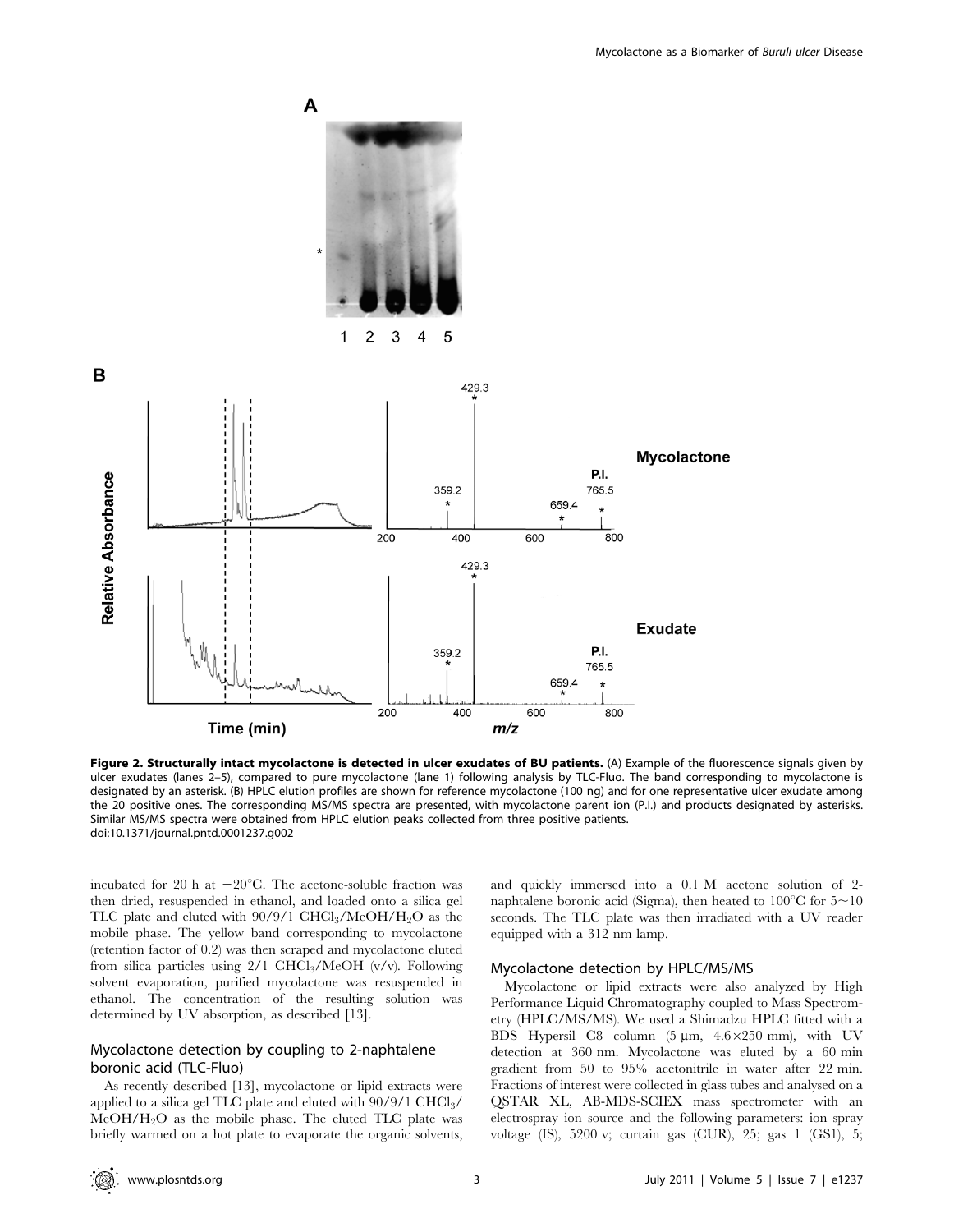**Figure 2. Structurally intact mycolactone is detected in ulcer exudates of BU patients.** (A) Example of the fluorescence signals given by ulcer exudates (lanes 2–5), compared to pure mycolactone (lane 1) following analysis by TLC-Fluo. The band corresponding to mycolactone is designated by an asterisk. (B) HPLC elution profiles are shown for reference mycolactone (100 ng) and for one representative ulcer exudate among the 20 positive ones. The corresponding MS/MS spectra are presented, with mycolactone parent ion (P.I.) and products designated by asterisks. Similar MS/MS spectra were obtained from HPLC elution peaks collected from three positive patients.
doi:10.1371/journal.pntd.0001237.g002

incubated for 20 h at −20°C. The acetone-soluble fraction was then dried, resuspended in ethanol, and loaded onto a silica gel TLC plate and eluted with 90/9/1 $CHCl_3$/MeOH/$H_2O$ as the mobile phase. The yellow band corresponding to mycolactone (retention factor of 0.2) was then scraped and mycolactone eluted from silica particles using 2/1 $CHCl_3$/MeOH (v/v). Following solvent evaporation, purified mycolactone was resuspended in ethanol. The concentration of the resulting solution was determined by UV absorption, as described [13].

### Mycolactone detection by coupling to 2-naphtalene boronic acid (TLC-Fluo)

As recently described [13], mycolactone or lipid extracts were applied to a silica gel TLC plate and eluted with 90/9/1 $CHCl_3$/MeOH/$H_2O$ as the mobile phase. The eluted TLC plate was briefly warmed on a hot plate to evaporate the organic solvents, and quickly immersed into a 0.1 M acetone solution of 2-naphtalene boronic acid (Sigma), then heated to 100°C for 5~10 seconds. The TLC plate was then irradiated with a UV reader equipped with a 312 nm lamp.

### Mycolactone detection by HPLC/MS/MS

Mycolactone or lipid extracts were also analyzed by High Performance Liquid Chromatography coupled to Mass Spectrometry (HPLC/MS/MS). We used a Shimadzu HPLC fitted with a BDS Hypersil C8 column (5 µm, 4.6×250 mm), with UV detection at 360 nm. Mycolactone was eluted by a 60 min gradient from 50 to 95% acetonitrile in water after 22 min. Fractions of interest were collected in glass tubes and analysed on a QSTAR XL, AB-MDS-SCIEX mass spectrometer with an electrospray ion source and the following parameters: ion spray voltage (IS), 5200 v; curtain gas (CUR), 25; gas 1 (GS1), 5;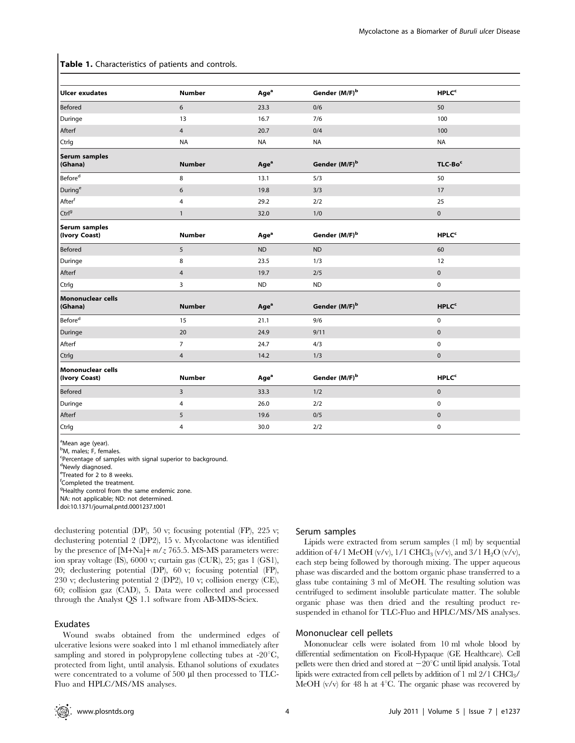**Table 1.** Characteristics of patients and controls.

| Ulcer exudates | Number | Age[a] | Gender (M/F)[b] | HPLC[c] |
|---|---|---|---|---|
| Befored | 6 | 23.3 | 0/6 | 50 |
| Duringe | 13 | 16.7 | 7/6 | 100 |
| Afterf | 4 | 20.7 | 0/4 | 100 |
| Ctrlg | NA | NA | NA | NA |
| **Serum samples (Ghana)** | **Number** | **Age[a]** | **Gender (M/F)[b]** | **TLC-Bo[c]** |
| Before[d] | 8 | 13.1 | 5/3 | 50 |
| During[e] | 6 | 19.8 | 3/3 | 17 |
| After[f] | 4 | 29.2 | 2/2 | 25 |
| Ctrl[g] | 1 | 32.0 | 1/0 | 0 |
| **Serum samples (Ivory Coast)** | **Number** | **Age[a]** | **Gender (M/F)[b]** | **HPLC[c]** |
| Befored | 5 | ND | ND | 60 |
| Duringe | 8 | 23.5 | 1/3 | 12 |
| Afterf | 4 | 19.7 | 2/5 | 0 |
| Ctrlg | 3 | ND | ND | 0 |
| **Mononuclear cells (Ghana)** | **Number** | **Age[a]** | **Gender (M/F)[b]** | **HPLC[c]** |
| Before[d] | 15 | 21.1 | 9/6 | 0 |
| Duringe | 20 | 24.9 | 9/11 | 0 |
| Afterf | 7 | 24.7 | 4/3 | 0 |
| Ctrlg | 4 | 14.2 | 1/3 | 0 |
| **Mononuclear cells (Ivory Coast)** | **Number** | **Age[a]** | **Gender (M/F)[b]** | **HPLC[c]** |
| Befored | 3 | 33.3 | 1/2 | 0 |
| Duringe | 4 | 26.0 | 2/2 | 0 |
| Afterf | 5 | 19.6 | 0/5 | 0 |
| Ctrlg | 4 | 30.0 | 2/2 | 0 |

[a]Mean age (year).
[b]M, males; F, females.
[c]Percentage of samples with signal superior to background.
[d]Newly diagnosed.
[e]Treated for 2 to 8 weeks.
[f]Completed the treatment.
[g]Healthy control from the same endemic zone.
NA: not applicable; ND: not determined.
doi:10.1371/journal.pntd.0001237.t001

declustering potential (DP), 50 v; focusing potential (FP), 225 v; declustering potential 2 (DP2), 15 v. Mycolactone was identified by the presence of [M+Na]+ $m/z$ 765.5. MS-MS parameters were: ion spray voltage (IS), 6000 v; curtain gas (CUR), 25; gas 1 (GS1), 20; declustering potential (DP), 60 v; focusing potential (FP), 230 v; declustering potential 2 (DP2), 10 v; collision energy (CE), 60; collision gaz (CAD), 5. Data were collected and processed through the Analyst QS 1.1 software from AB-MDS-Sciex.

### Exudates

Wound swabs obtained from the undermined edges of ulcerative lesions were soaked into 1 ml ethanol immediately after sampling and stored in polypropylene collecting tubes at -20°C, protected from light, until analysis. Ethanol solutions of exudates were concentrated to a volume of 500 µl then processed to TLC-Fluo and HPLC/MS/MS analyses.

### Serum samples

Lipids were extracted from serum samples (1 ml) by sequential addition of 4/1 MeOH (v/v), 1/1 $CHCl_3$ (v/v), and 3/1 $H_2O$ (v/v), each step being followed by thorough mixing. The upper aqueous phase was discarded and the bottom organic phase transferred to a glass tube containing 3 ml of MeOH. The resulting solution was centrifuged to sediment insoluble particulate matter. The soluble organic phase was then dried and the resulting product re-suspended in ethanol for TLC-Fluo and HPLC/MS/MS analyses.

### Mononuclear cell pellets

Mononuclear cells were isolated from 10 ml whole blood by differential sedimentation on Ficoll-Hypaque (GE Healthcare). Cell pellets were then dried and stored at −20°C until lipid analysis. Total lipids were extracted from cell pellets by addition of 1 ml 2/1 $CHCl_3$/MeOH (v/v) for 48 h at 4°C. The organic phase was recovered by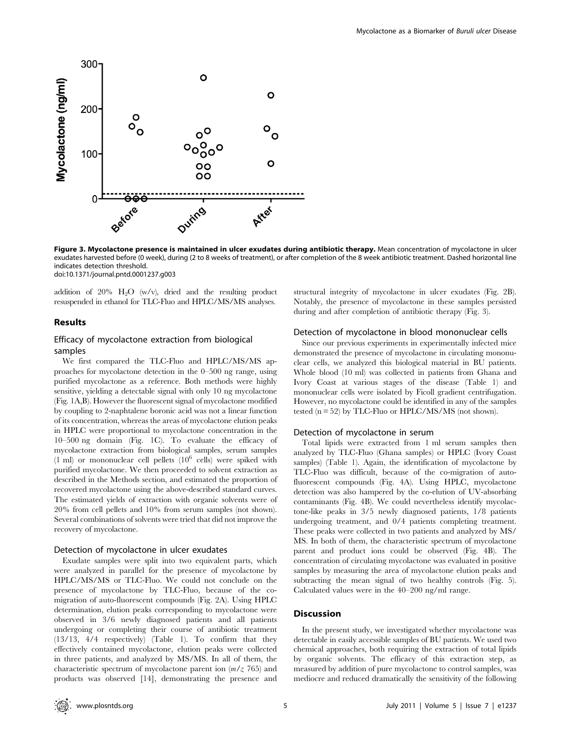**Figure 3. Mycolactone presence is maintained in ulcer exudates during antibiotic therapy.** Mean concentration of mycolactone in ulcer exudates harvested before (0 week), during (2 to 8 weeks of treatment), or after completion of the 8 week antibiotic treatment. Dashed horizontal line indicates detection threshold.
doi:10.1371/journal.pntd.0001237.g003

addition of 20% $H_2O$ (w/v), dried and the resulting product resuspended in ethanol for TLC-Fluo and HPLC/MS/MS analyses.

## Results

### Efficacy of mycolactone extraction from biological samples

We first compared the TLC-Fluo and HPLC/MS/MS approaches for mycolactone detection in the 0–500 ng range, using purified mycolactone as a reference. Both methods were highly sensitive, yielding a detectable signal with only 10 ng mycolactone (Fig. 1A,B). However the fluorescent signal of mycolactone modified by coupling to 2-naphtalene boronic acid was not a linear function of its concentration, whereas the areas of mycolactone elution peaks in HPLC were proportional to mycolactone concentration in the 10–500 ng domain (Fig. 1C). To evaluate the efficacy of mycolactone extraction from biological samples, serum samples (1 ml) or mononuclear cell pellets ($10^6$ cells) were spiked with purified mycolactone. We then proceeded to solvent extraction as described in the Methods section, and estimated the proportion of recovered mycolactone using the above-described standard curves. The estimated yields of extraction with organic solvents were of 20% from cell pellets and 10% from serum samples (not shown). Several combinations of solvents were tried that did not improve the recovery of mycolactone.

### Detection of mycolactone in ulcer exudates

Exudate samples were split into two equivalent parts, which were analyzed in parallel for the presence of mycolactone by HPLC/MS/MS or TLC-Fluo. We could not conclude on the presence of mycolactone by TLC-Fluo, because of the co-migration of auto-fluorescent compounds (Fig. 2A). Using HPLC determination, elution peaks corresponding to mycolactone were observed in 3/6 newly diagnosed patients and all patients undergoing or completing their course of antibiotic treatment (13/13, 4/4 respectively) (Table 1). To confirm that they effectively contained mycolactone, elution peaks were collected in three patients, and analyzed by MS/MS. In all of them, the characteristic spectrum of mycolactone parent ion ($m/z$ 765) and products was observed [14], demonstrating the presence and structural integrity of mycolactone in ulcer exudates (Fig. 2B). Notably, the presence of mycolactone in these samples persisted during and after completion of antibiotic therapy (Fig. 3).

### Detection of mycolactone in blood mononuclear cells

Since our previous experiments in experimentally infected mice demonstrated the presence of mycolactone in circulating mononuclear cells, we analyzed this biological material in BU patients. Whole blood (10 ml) was collected in patients from Ghana and Ivory Coast at various stages of the disease (Table 1) and mononuclear cells were isolated by Ficoll gradient centrifugation. However, no mycolactone could be identified in any of the samples tested (n = 52) by TLC-Fluo or HPLC/MS/MS (not shown).

### Detection of mycolactone in serum

Total lipids were extracted from 1 ml serum samples then analyzed by TLC-Fluo (Ghana samples) or HPLC (Ivory Coast samples) (Table 1). Again, the identification of mycolactone by TLC-Fluo was difficult, because of the co-migration of auto-fluorescent compounds (Fig. 4A). Using HPLC, mycolactone detection was also hampered by the co-elution of UV-absorbing contaminants (Fig. 4B). We could nevertheless identify mycolactone-like peaks in 3/5 newly diagnosed patients, 1/8 patients undergoing treatment, and 0/4 patients completing treatment. These peaks were collected in two patients and analyzed by MS/MS. In both of them, the characteristic spectrum of mycolactone parent and product ions could be observed (Fig. 4B). The concentration of circulating mycolactone was evaluated in positive samples by measuring the area of mycolactone elution peaks and subtracting the mean signal of two healthy controls (Fig. 5). Calculated values were in the 40–200 ng/ml range.

## Discussion

In the present study, we investigated whether mycolactone was detectable in easily accessible samples of BU patients. We used two chemical approaches, both requiring the extraction of total lipids by organic solvents. The efficacy of this extraction step, as measured by addition of pure mycolactone to control samples, was mediocre and reduced dramatically the sensitivity of the following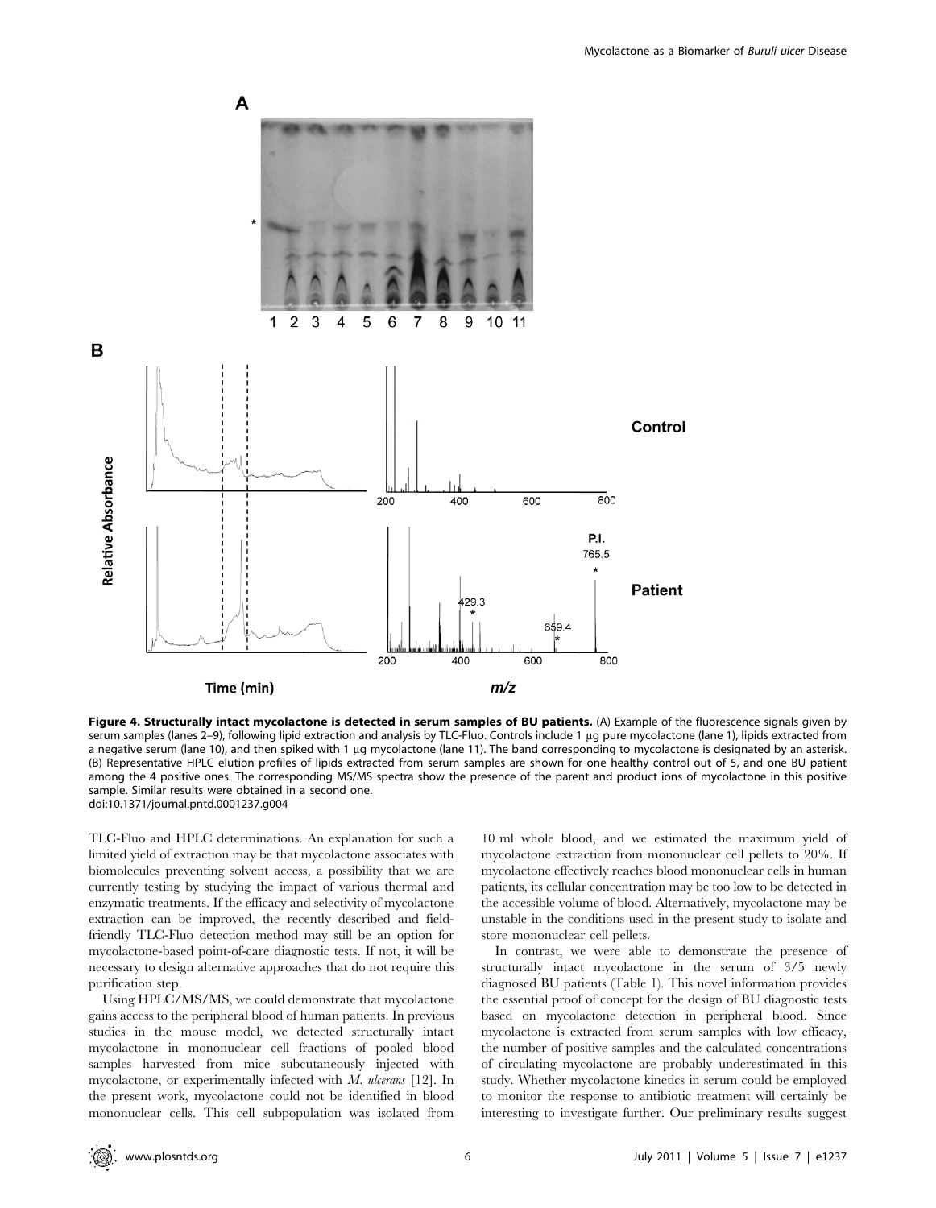**Figure 4. Structurally intact mycolactone is detected in serum samples of BU patients.** (A) Example of the fluorescence signals given by serum samples (lanes 2–9), following lipid extraction and analysis by TLC-Fluo. Controls include 1 µg pure mycolactone (lane 1), lipids extracted from a negative serum (lane 10), and then spiked with 1 µg mycolactone (lane 11). The band corresponding to mycolactone is designated by an asterisk. (B) Representative HPLC elution profiles of lipids extracted from serum samples are shown for one healthy control out of 5, and one BU patient among the 4 positive ones. The corresponding MS/MS spectra show the presence of the parent and product ions of mycolactone in this positive sample. Similar results were obtained in a second one.
doi:10.1371/journal.pntd.0001237.g004

TLC-Fluo and HPLC determinations. An explanation for such a limited yield of extraction may be that mycolactone associates with biomolecules preventing solvent access, a possibility that we are currently testing by studying the impact of various thermal and enzymatic treatments. If the efficacy and selectivity of mycolactone extraction can be improved, the recently described and field-friendly TLC-Fluo detection method may still be an option for mycolactone-based point-of-care diagnostic tests. If not, it will be necessary to design alternative approaches that do not require this purification step.

Using HPLC/MS/MS, we could demonstrate that mycolactone gains access to the peripheral blood of human patients. In previous studies in the mouse model, we detected structurally intact mycolactone in mononuclear cell fractions of pooled blood samples harvested from mice subcutaneously injected with mycolactone, or experimentally infected with *M. ulcerans* [12]. In the present work, mycolactone could not be identified in blood mononuclear cells. This cell subpopulation was isolated from 10 ml whole blood, and we estimated the maximum yield of mycolactone extraction from mononuclear cell pellets to 20%. If mycolactone effectively reaches blood mononuclear cells in human patients, its cellular concentration may be too low to be detected in the accessible volume of blood. Alternatively, mycolactone may be unstable in the conditions used in the present study to isolate and store mononuclear cell pellets.

In contrast, we were able to demonstrate the presence of structurally intact mycolactone in the serum of 3/5 newly diagnosed BU patients (Table 1). This novel information provides the essential proof of concept for the design of BU diagnostic tests based on mycolactone detection in peripheral blood. Since mycolactone is extracted from serum samples with low efficacy, the number of positive samples and the calculated concentrations of circulating mycolactone are probably underestimated in this study. Whether mycolactone kinetics in serum could be employed to monitor the response to antibiotic treatment will certainly be interesting to investigate further. Our preliminary results suggest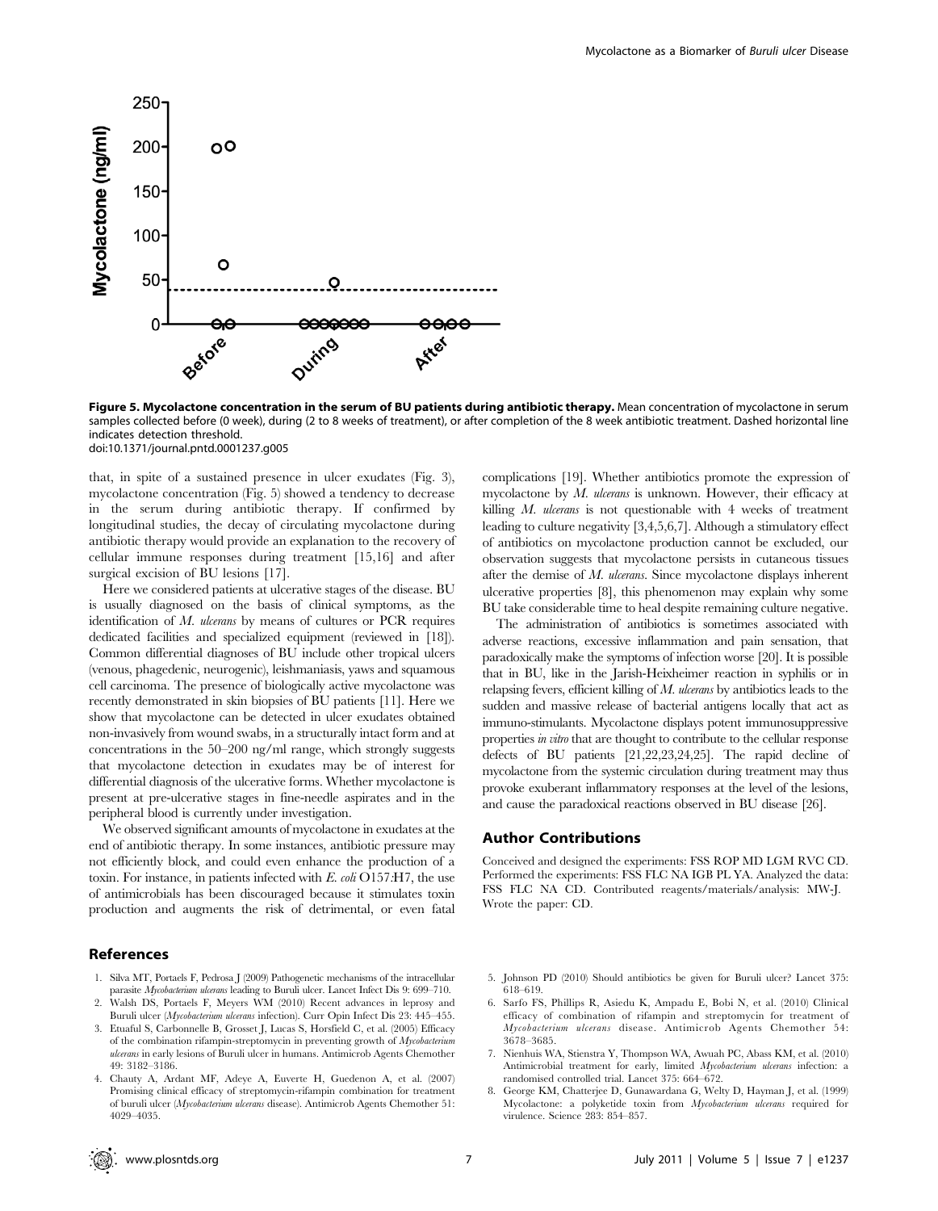**Figure 5. Mycolactone concentration in the serum of BU patients during antibiotic therapy.** Mean concentration of mycolactone in serum samples collected before (0 week), during (2 to 8 weeks of treatment), or after completion of the 8 week antibiotic treatment. Dashed horizontal line indicates detection threshold.
doi:10.1371/journal.pntd.0001237.g005

that, in spite of a sustained presence in ulcer exudates (Fig. 3), mycolactone concentration (Fig. 5) showed a tendency to decrease in the serum during antibiotic therapy. If confirmed by longitudinal studies, the decay of circulating mycolactone during antibiotic therapy would provide an explanation to the recovery of cellular immune responses during treatment [15,16] and after surgical excision of BU lesions [17].

Here we considered patients at ulcerative stages of the disease. BU is usually diagnosed on the basis of clinical symptoms, as the identification of *M. ulcerans* by means of cultures or PCR requires dedicated facilities and specialized equipment (reviewed in [18]). Common differential diagnoses of BU include other tropical ulcers (venous, phagedenic, neurogenic), leishmaniasis, yaws and squamous cell carcinoma. The presence of biologically active mycolactone was recently demonstrated in skin biopsies of BU patients [11]. Here we show that mycolactone can be detected in ulcer exudates obtained non-invasively from wound swabs, in a structurally intact form and at concentrations in the 50–200 ng/ml range, which strongly suggests that mycolactone detection in exudates may be of interest for differential diagnosis of the ulcerative forms. Whether mycolactone is present at pre-ulcerative stages in fine-needle aspirates and in the peripheral blood is currently under investigation.

We observed significant amounts of mycolactone in exudates at the end of antibiotic therapy. In some instances, antibiotic pressure may not efficiently block, and could even enhance the production of a toxin. For instance, in patients infected with *E. coli* O157:H7, the use of antimicrobials has been discouraged because it stimulates toxin production and augments the risk of detrimental, or even fatal complications [19]. Whether antibiotics promote the expression of mycolactone by *M. ulcerans* is unknown. However, their efficacy at killing *M. ulcerans* is not questionable with 4 weeks of treatment leading to culture negativity [3,4,5,6,7]. Although a stimulatory effect of antibiotics on mycolactone production cannot be excluded, our observation suggests that mycolactone persists in cutaneous tissues after the demise of *M. ulcerans*. Since mycolactone displays inherent ulcerative properties [8], this phenomenon may explain why some BU take considerable time to heal despite remaining culture negative.

The administration of antibiotics is sometimes associated with adverse reactions, excessive inflammation and pain sensation, that paradoxically make the symptoms of infection worse [20]. It is possible that in BU, like in the Jarish-Heixheimer reaction in syphilis or in relapsing fevers, efficient killing of *M. ulcerans* by antibiotics leads to the sudden and massive release of bacterial antigens locally that act as immuno-stimulants. Mycolactone displays potent immunosuppressive properties *in vitro* that are thought to contribute to the cellular response defects of BU patients [21,22,23,24,25]. The rapid decline of mycolactone from the systemic circulation during treatment may thus provoke exuberant inflammatory responses at the level of the lesions, and cause the paradoxical reactions observed in BU disease [26].

## Author Contributions

Conceived and designed the experiments: FSS ROP MD LGM RVC CD. Performed the experiments: FSS FLC NA IGB PL YA. Analyzed the data: FSS FLC NA CD. Contributed reagents/materials/analysis: MW-J. Wrote the paper: CD.

## References

1. Silva MT, Portaels F, Pedrosa J (2009) Pathogenetic mechanisms of the intracellular parasite *Mycobacterium ulcerans* leading to Buruli ulcer. Lancet Infect Dis 9: 699–710.
2. Walsh DS, Portaels F, Meyers WM (2010) Recent advances in leprosy and Buruli ulcer (*Mycobacterium ulcerans* infection). Curr Opin Infect Dis 23: 445–455.
3. Etuaful S, Carbonnelle B, Grosset J, Lucas S, Horsfield C, et al. (2005) Efficacy of the combination rifampin-streptomycin in preventing growth of *Mycobacterium ulcerans* in early lesions of Buruli ulcer in humans. Antimicrob Agents Chemother 49: 3182–3186.
4. Chauty A, Ardant MF, Adeye A, Euverte H, Guedenon A, et al. (2007) Promising clinical efficacy of streptomycin-rifampin combination for treatment of buruli ulcer (*Mycobacterium ulcerans* disease). Antimicrob Agents Chemother 51: 4029–4035.
5. Johnson PD (2010) Should antibiotics be given for Buruli ulcer? Lancet 375: 618–619.
6. Sarfo FS, Phillips R, Asiedu K, Ampadu E, Bobi N, et al. (2010) Clinical efficacy of combination of rifampin and streptomycin for treatment of *Mycobacterium ulcerans* disease. Antimicrob Agents Chemother 54: 3678–3685.
7. Nienhuis WA, Stienstra Y, Thompson WA, Awuah PC, Abass KM, et al. (2010) Antimicrobial treatment for early, limited *Mycobacterium ulcerans* infection: a randomised controlled trial. Lancet 375: 664–672.
8. George KM, Chatterjee D, Gunawardana G, Welty D, Hayman J, et al. (1999) Mycolactone: a polyketide toxin from *Mycobacterium ulcerans* required for virulence. Science 283: 854–857.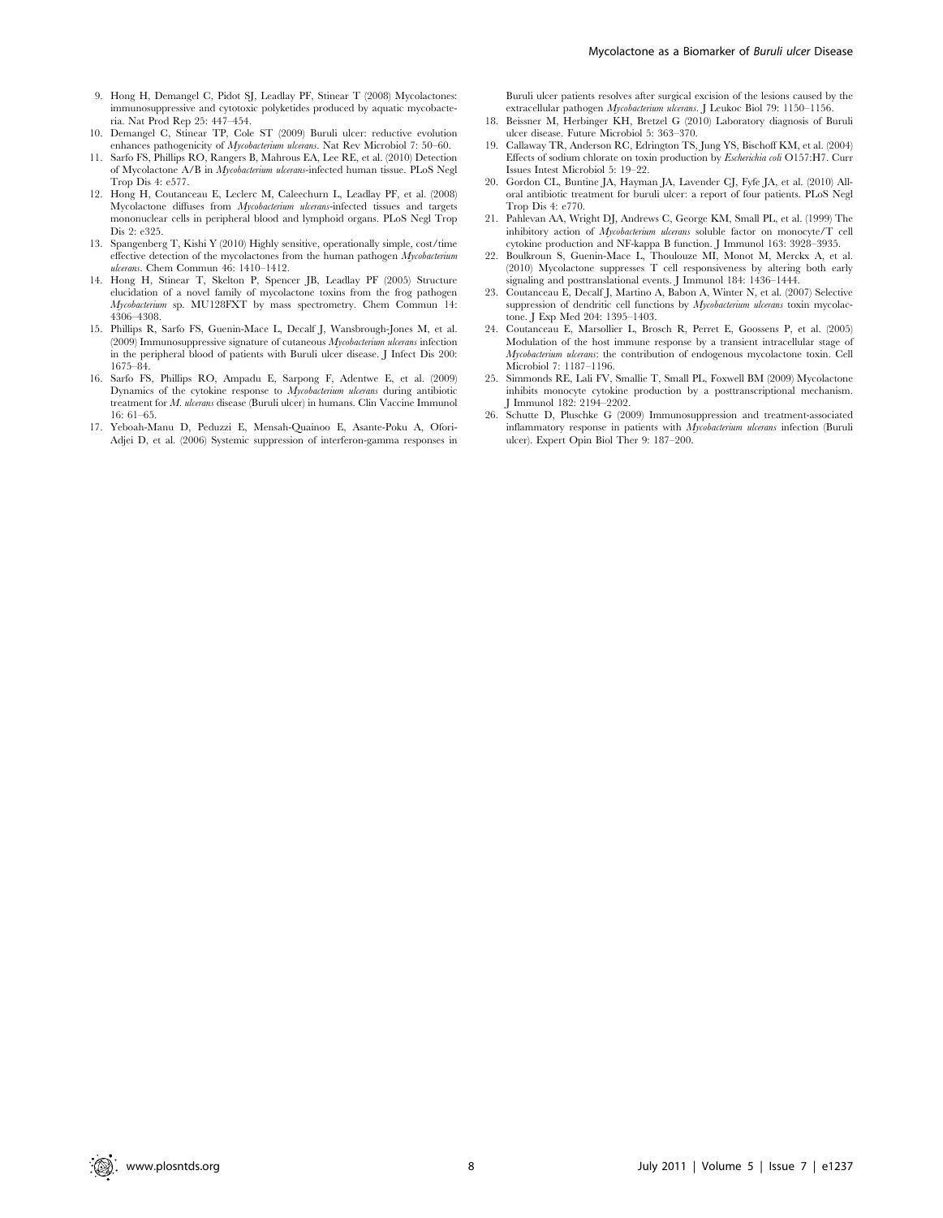9. Hong H, Demangel C, Pidot SJ, Leadlay PF, Stinear T (2008) Mycolactones: immunosuppressive and cytotoxic polyketides produced by aquatic mycobacteria. Nat Prod Rep 25: 447–454.
10. Demangel C, Stinear TP, Cole ST (2009) Buruli ulcer: reductive evolution enhances pathogenicity of *Mycobacterium ulcerans*. Nat Rev Microbiol 7: 50–60.
11. Sarfo FS, Phillips RO, Rangers B, Mahrous EA, Lee RE, et al. (2010) Detection of Mycolactone A/B in *Mycobacterium ulcerans*-infected human tissue. PLoS Negl Trop Dis 4: e577.
12. Hong H, Coutanceau E, Leclerc M, Caleechurn L, Leadlay PF, et al. (2008) Mycolactone diffuses from *Mycobacterium ulcerans*-infected tissues and targets mononuclear cells in peripheral blood and lymphoid organs. PLoS Negl Trop Dis 2: e325.
13. Spangenberg T, Kishi Y (2010) Highly sensitive, operationally simple, cost/time effective detection of the mycolactones from the human pathogen *Mycobacterium ulcerans*. Chem Commun 46: 1410–1412.
14. Hong H, Stinear T, Skelton P, Spencer JB, Leadlay PF (2005) Structure elucidation of a novel family of mycolactone toxins from the frog pathogen *Mycobacterium* sp. MU128FXT by mass spectrometry. Chem Commun 14: 4306–4308.
15. Phillips R, Sarfo FS, Guenin-Mace L, Decalf J, Wansbrough-Jones M, et al. (2009) Immunosuppressive signature of cutaneous *Mycobacterium ulcerans* infection in the peripheral blood of patients with Buruli ulcer disease. J Infect Dis 200: 1675–84.
16. Sarfo FS, Phillips RO, Ampadu E, Sarpong F, Adentwe E, et al. (2009) Dynamics of the cytokine response to *Mycobacterium ulcerans* during antibiotic treatment for *M. ulcerans* disease (Buruli ulcer) in humans. Clin Vaccine Immunol 16: 61–65.
17. Yeboah-Manu D, Peduzzi E, Mensah-Quainoo E, Asante-Poku A, Ofori-Adjei D, et al. (2006) Systemic suppression of interferon-gamma responses in Buruli ulcer patients resolves after surgical excision of the lesions caused by the extracellular pathogen *Mycobacterium ulcerans*. J Leukoc Biol 79: 1150–1156.
18. Beissner M, Herbinger KH, Bretzel G (2010) Laboratory diagnosis of Buruli ulcer disease. Future Microbiol 5: 363–370.
19. Callaway TR, Anderson RC, Edrington TS, Jung YS, Bischoff KM, et al. (2004) Effects of sodium chlorate on toxin production by *Escherichia coli* O157:H7. Curr Issues Intest Microbiol 5: 19–22.
20. Gordon CL, Buntine JA, Hayman JA, Lavender CJ, Fyfe JA, et al. (2010) All-oral antibiotic treatment for buruli ulcer: a report of four patients. PLoS Negl Trop Dis 4: e770.
21. Pahlevan AA, Wright DJ, Andrews C, George KM, Small PL, et al. (1999) The inhibitory action of *Mycobacterium ulcerans* soluble factor on monocyte/T cell cytokine production and NF-kappa B function. J Immunol 163: 3928–3935.
22. Boulkroun S, Guenin-Mace L, Thoulouze MI, Monot M, Merckx A, et al. (2010) Mycolactone suppresses T cell responsiveness by altering both early signaling and posttranslational events. J Immunol 184: 1436–1444.
23. Coutanceau E, Decalf J, Martino A, Babon A, Winter N, et al. (2007) Selective suppression of dendritic cell functions by *Mycobacterium ulcerans* toxin mycolactone. J Exp Med 204: 1395–1403.
24. Coutanceau E, Marsollier L, Brosch R, Perret E, Goossens P, et al. (2005) Modulation of the host immune response by a transient intracellular stage of *Mycobacterium ulcerans*: the contribution of endogenous mycolactone toxin. Cell Microbiol 7: 1187–1196.
25. Simmonds RE, Lali FV, Smallie T, Small PL, Foxwell BM (2009) Mycolactone inhibits monocyte cytokine production by a posttranscriptional mechanism. J Immunol 182: 2194–2202.
26. Schutte D, Pluschke G (2009) Immunosuppression and treatment-associated inflammatory response in patients with *Mycobacterium ulcerans* infection (Buruli ulcer). Expert Opin Biol Ther 9: 187–200.